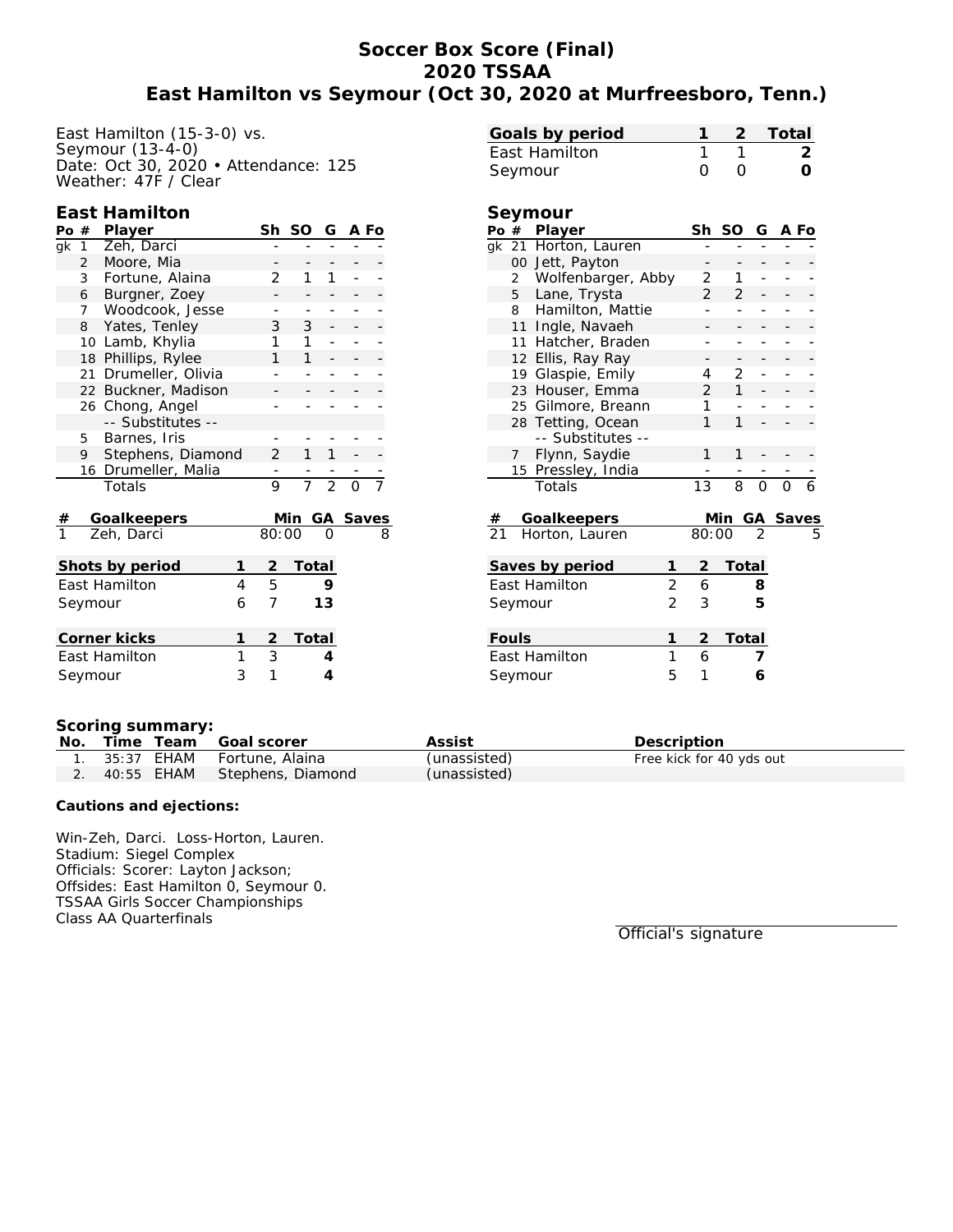# Soccer Box Score (Final)
## 2020 TSSAA
## East Hamilton vs Seymour (Oct 30, 2020 at Murfreesboro, Tenn.)

East Hamilton (15-3-0) vs.
Seymour (13-4-0)
Date: Oct 30, 2020 • Attendance: 125
Weather: 47F / Clear

| Goals by period | 1 | 2 | Total |
|---|---|---|---|
| East Hamilton | 1 | 1 | 2 |
| Seymour | 0 | 0 | 0 |

### East Hamilton

| Po | # | Player | Sh | SO | G | A | Fo |
|---|---|---|---|---|---|---|---|
| gk | 1 | Zeh, Darci | - | - | - | - | - |
| | 2 | Moore, Mia | - | - | - | - | - |
| | 3 | Fortune, Alaina | 2 | 1 | 1 | - | - |
| | 6 | Burgner, Zoey | - | - | - | - | - |
| | 7 | Woodcook, Jesse | - | - | - | - | - |
| | 8 | Yates, Tenley | 3 | 3 | - | - | - |
| | 10 | Lamb, Khylia | 1 | 1 | - | - | - |
| | 18 | Phillips, Rylee | 1 | 1 | - | - | - |
| | 21 | Drumeller, Olivia | - | - | - | - | - |
| | 22 | Buckner, Madison | - | - | - | - | - |
| | 26 | Chong, Angel | - | - | - | - | - |
| | | -- Substitutes -- | | | | | |
| | 5 | Barnes, Iris | - | - | - | - | - |
| | 9 | Stephens, Diamond | 2 | 1 | 1 | - | - |
| | 16 | Drumeller, Malia | - | - | - | - | - |
| | | Totals | 9 | 7 | 2 | 0 | 7 |

| # | Goalkeepers | Min | GA | Saves |
|---|---|---|---|---|
| 1 | Zeh, Darci | 80:00 | 0 | 8 |

| Shots by period | 1 | 2 | Total |
|---|---|---|---|
| East Hamilton | 4 | 5 | 9 |
| Seymour | 6 | 7 | 13 |

| Corner kicks | 1 | 2 | Total |
|---|---|---|---|
| East Hamilton | 1 | 3 | 4 |
| Seymour | 3 | 1 | 4 |

### Seymour

| Po | # | Player | Sh | SO | G | A | Fo |
|---|---|---|---|---|---|---|---|
| gk | 21 | Horton, Lauren | - | - | - | - | - |
| | 00 | Jett, Payton | - | - | - | - | - |
| | 2 | Wolfenbarger, Abby | 2 | 1 | - | - | - |
| | 5 | Lane, Trysta | 2 | 2 | - | - | - |
| | 8 | Hamilton, Mattie | - | - | - | - | - |
| | 11 | Ingle, Navaeh | - | - | - | - | - |
| | 11 | Hatcher, Braden | - | - | - | - | - |
| | 12 | Ellis, Ray Ray | - | - | - | - | - |
| | 19 | Glaspie, Emily | 4 | 2 | - | - | - |
| | 23 | Houser, Emma | 2 | 1 | - | - | - |
| | 25 | Gilmore, Breann | 1 | - | - | - | - |
| | 28 | Tetting, Ocean | 1 | 1 | - | - | - |
| | | -- Substitutes -- | | | | | |
| | 7 | Flynn, Saydie | 1 | 1 | - | - | - |
| | 15 | Pressley, India | - | - | - | - | - |
| | | Totals | 13 | 8 | 0 | 0 | 6 |

| # | Goalkeepers | Min | GA | Saves |
|---|---|---|---|---|
| 21 | Horton, Lauren | 80:00 | 2 | 5 |

| Saves by period | 1 | 2 | Total |
|---|---|---|---|
| East Hamilton | 2 | 6 | 8 |
| Seymour | 2 | 3 | 5 |

| Fouls | 1 | 2 | Total |
|---|---|---|---|
| East Hamilton | 1 | 6 | 7 |
| Seymour | 5 | 1 | 6 |

**Scoring summary:**

| No. | Time | Team | Goal scorer | Assist | Description |
|---|---|---|---|---|---|
| 1. | 35:37 | EHAM | Fortune, Alaina | (unassisted) | Free kick for 40 yds out |
| 2. | 40:55 | EHAM | Stephens, Diamond | (unassisted) | |

**Cautions and ejections:**

Win-Zeh, Darci. Loss-Horton, Lauren.
Stadium: Siegel Complex
Officials: Scorer: Layton Jackson;
Offsides: East Hamilton 0, Seymour 0.
TSSAA Girls Soccer Championships
Class AA Quarterfinals

Official's signature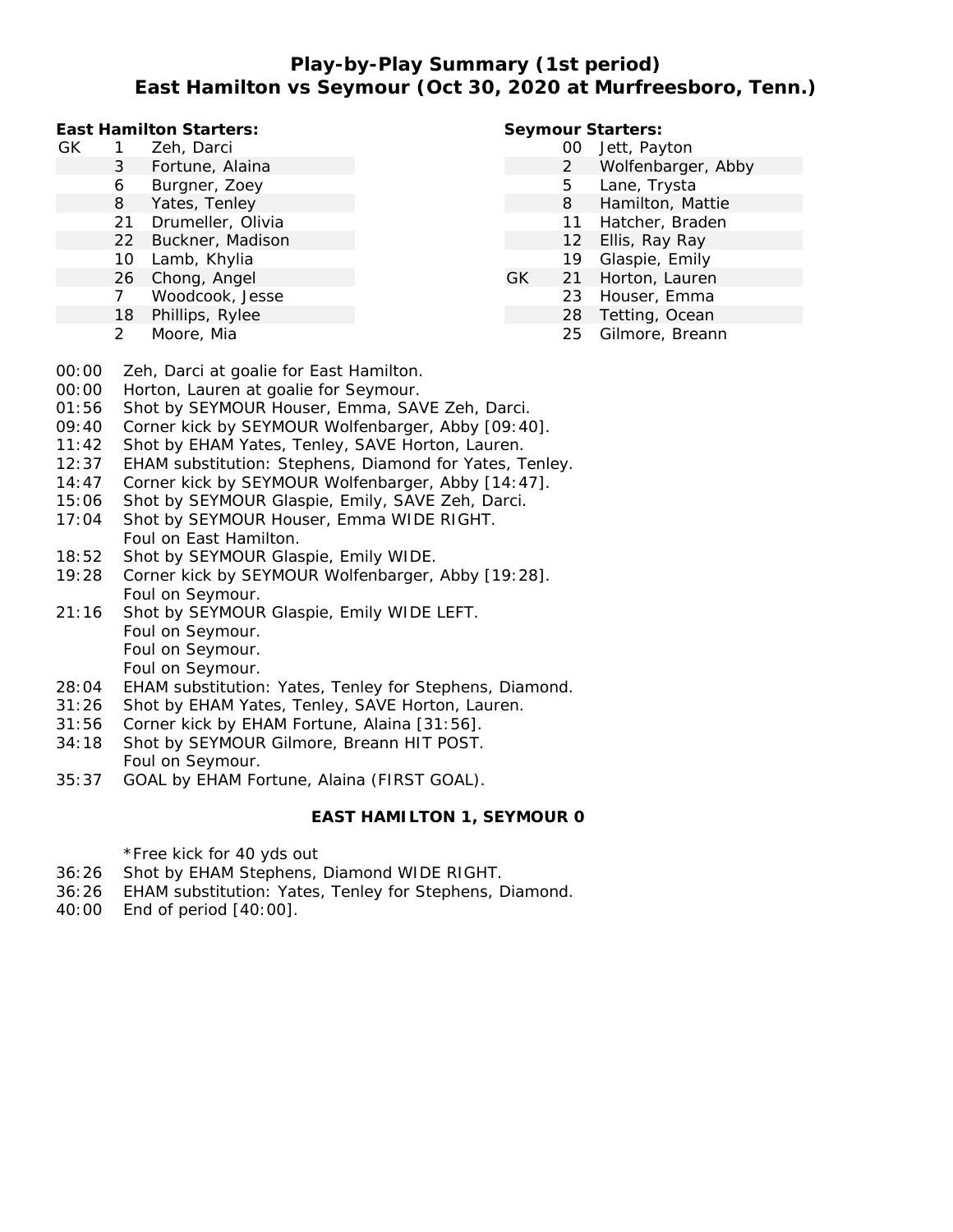# Play-by-Play Summary (1st period)
## East Hamilton vs Seymour (Oct 30, 2020 at Murfreesboro, Tenn.)

**East Hamilton Starters:**

| | # | Name |
|---|---|---|
| GK | 1 | Zeh, Darci |
| | 3 | Fortune, Alaina |
| | 6 | Burgner, Zoey |
| | 8 | Yates, Tenley |
| | 21 | Drumeller, Olivia |
| | 22 | Buckner, Madison |
| | 10 | Lamb, Khylia |
| | 26 | Chong, Angel |
| | 7 | Woodcook, Jesse |
| | 18 | Phillips, Rylee |
| | 2 | Moore, Mia |

**Seymour Starters:**

| | # | Name |
|---|---|---|
| | 00 | Jett, Payton |
| | 2 | Wolfenbarger, Abby |
| | 5 | Lane, Trysta |
| | 8 | Hamilton, Mattie |
| | 11 | Hatcher, Braden |
| | 12 | Ellis, Ray Ray |
| | 19 | Glaspie, Emily |
| GK | 21 | Horton, Lauren |
| | 23 | Houser, Emma |
| | 28 | Tetting, Ocean |
| | 25 | Gilmore, Breann |

00:00 Zeh, Darci at goalie for East Hamilton.
00:00 Horton, Lauren at goalie for Seymour.
01:56 Shot by SEYMOUR Houser, Emma, SAVE Zeh, Darci.
09:40 Corner kick by SEYMOUR Wolfenbarger, Abby [09:40].
11:42 Shot by EHAM Yates, Tenley, SAVE Horton, Lauren.
12:37 EHAM substitution: Stephens, Diamond for Yates, Tenley.
14:47 Corner kick by SEYMOUR Wolfenbarger, Abby [14:47].
15:06 Shot by SEYMOUR Glaspie, Emily, SAVE Zeh, Darci.
17:04 Shot by SEYMOUR Houser, Emma WIDE RIGHT.
Foul on East Hamilton.
18:52 Shot by SEYMOUR Glaspie, Emily WIDE.
19:28 Corner kick by SEYMOUR Wolfenbarger, Abby [19:28].
Foul on Seymour.
21:16 Shot by SEYMOUR Glaspie, Emily WIDE LEFT.
Foul on Seymour.
Foul on Seymour.
Foul on Seymour.
28:04 EHAM substitution: Yates, Tenley for Stephens, Diamond.
31:26 Shot by EHAM Yates, Tenley, SAVE Horton, Lauren.
31:56 Corner kick by EHAM Fortune, Alaina [31:56].
34:18 Shot by SEYMOUR Gilmore, Breann HIT POST.
Foul on Seymour.
35:37 GOAL by EHAM Fortune, Alaina (FIRST GOAL).

**EAST HAMILTON 1, SEYMOUR 0**

*Free kick for 40 yds out
36:26 Shot by EHAM Stephens, Diamond WIDE RIGHT.
36:26 EHAM substitution: Yates, Tenley for Stephens, Diamond.
40:00 End of period [40:00].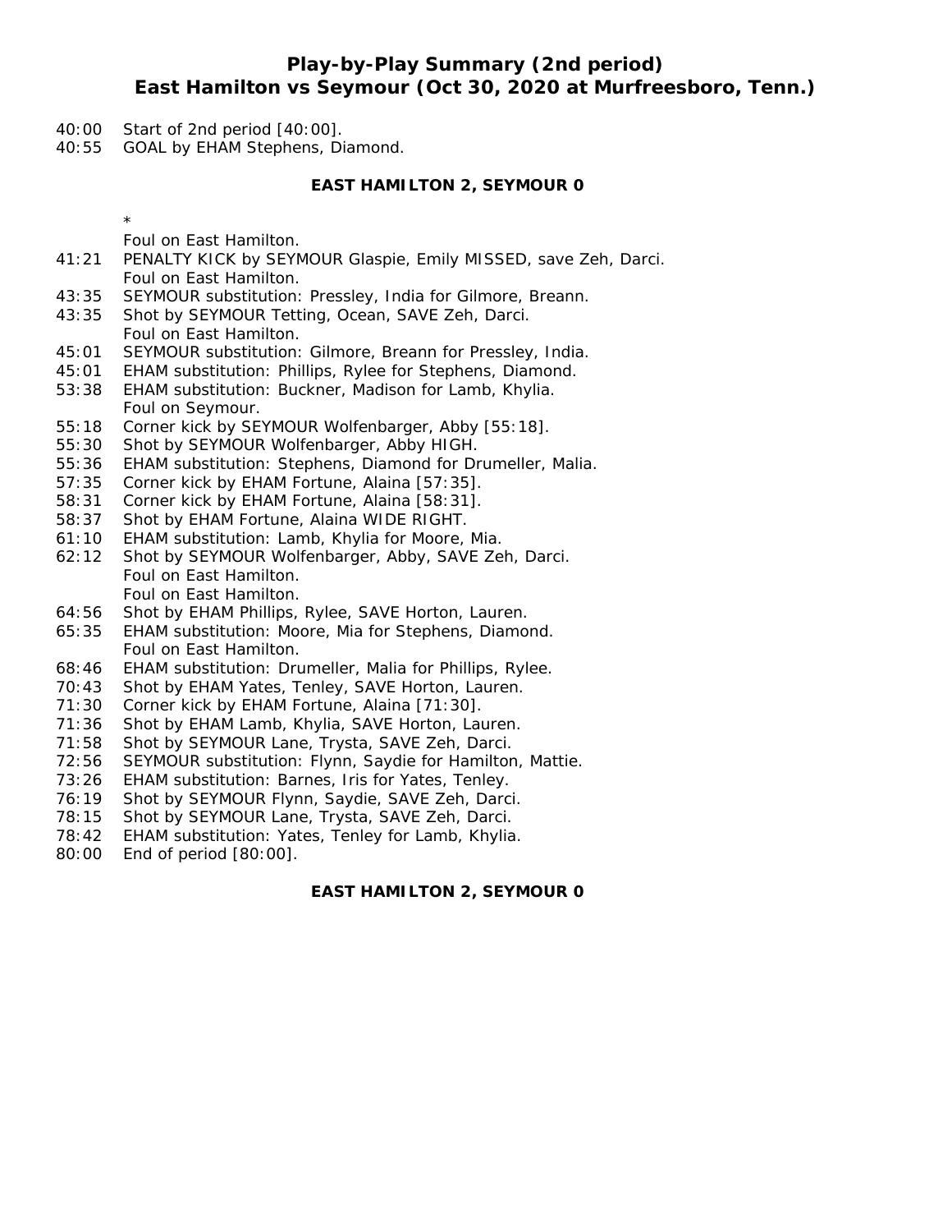# Play-by-Play Summary (2nd period)
## East Hamilton vs Seymour (Oct 30, 2020 at Murfreesboro, Tenn.)

40:00 Start of 2nd period [40:00].
40:55 GOAL by EHAM Stephens, Diamond.

**EAST HAMILTON 2, SEYMOUR 0**

*
Foul on East Hamilton.
41:21 PENALTY KICK by SEYMOUR Glaspie, Emily MISSED, save Zeh, Darci.
Foul on East Hamilton.
43:35 SEYMOUR substitution: Pressley, India for Gilmore, Breann.
43:35 Shot by SEYMOUR Tetting, Ocean, SAVE Zeh, Darci.
Foul on East Hamilton.
45:01 SEYMOUR substitution: Gilmore, Breann for Pressley, India.
45:01 EHAM substitution: Phillips, Rylee for Stephens, Diamond.
53:38 EHAM substitution: Buckner, Madison for Lamb, Khylia.
Foul on Seymour.
55:18 Corner kick by SEYMOUR Wolfenbarger, Abby [55:18].
55:30 Shot by SEYMOUR Wolfenbarger, Abby HIGH.
55:36 EHAM substitution: Stephens, Diamond for Drumeller, Malia.
57:35 Corner kick by EHAM Fortune, Alaina [57:35].
58:31 Corner kick by EHAM Fortune, Alaina [58:31].
58:37 Shot by EHAM Fortune, Alaina WIDE RIGHT.
61:10 EHAM substitution: Lamb, Khylia for Moore, Mia.
62:12 Shot by SEYMOUR Wolfenbarger, Abby, SAVE Zeh, Darci.
Foul on East Hamilton.
Foul on East Hamilton.
64:56 Shot by EHAM Phillips, Rylee, SAVE Horton, Lauren.
65:35 EHAM substitution: Moore, Mia for Stephens, Diamond.
Foul on East Hamilton.
68:46 EHAM substitution: Drumeller, Malia for Phillips, Rylee.
70:43 Shot by EHAM Yates, Tenley, SAVE Horton, Lauren.
71:30 Corner kick by EHAM Fortune, Alaina [71:30].
71:36 Shot by EHAM Lamb, Khylia, SAVE Horton, Lauren.
71:58 Shot by SEYMOUR Lane, Trysta, SAVE Zeh, Darci.
72:56 SEYMOUR substitution: Flynn, Saydie for Hamilton, Mattie.
73:26 EHAM substitution: Barnes, Iris for Yates, Tenley.
76:19 Shot by SEYMOUR Flynn, Saydie, SAVE Zeh, Darci.
78:15 Shot by SEYMOUR Lane, Trysta, SAVE Zeh, Darci.
78:42 EHAM substitution: Yates, Tenley for Lamb, Khylia.
80:00 End of period [80:00].

**EAST HAMILTON 2, SEYMOUR 0**